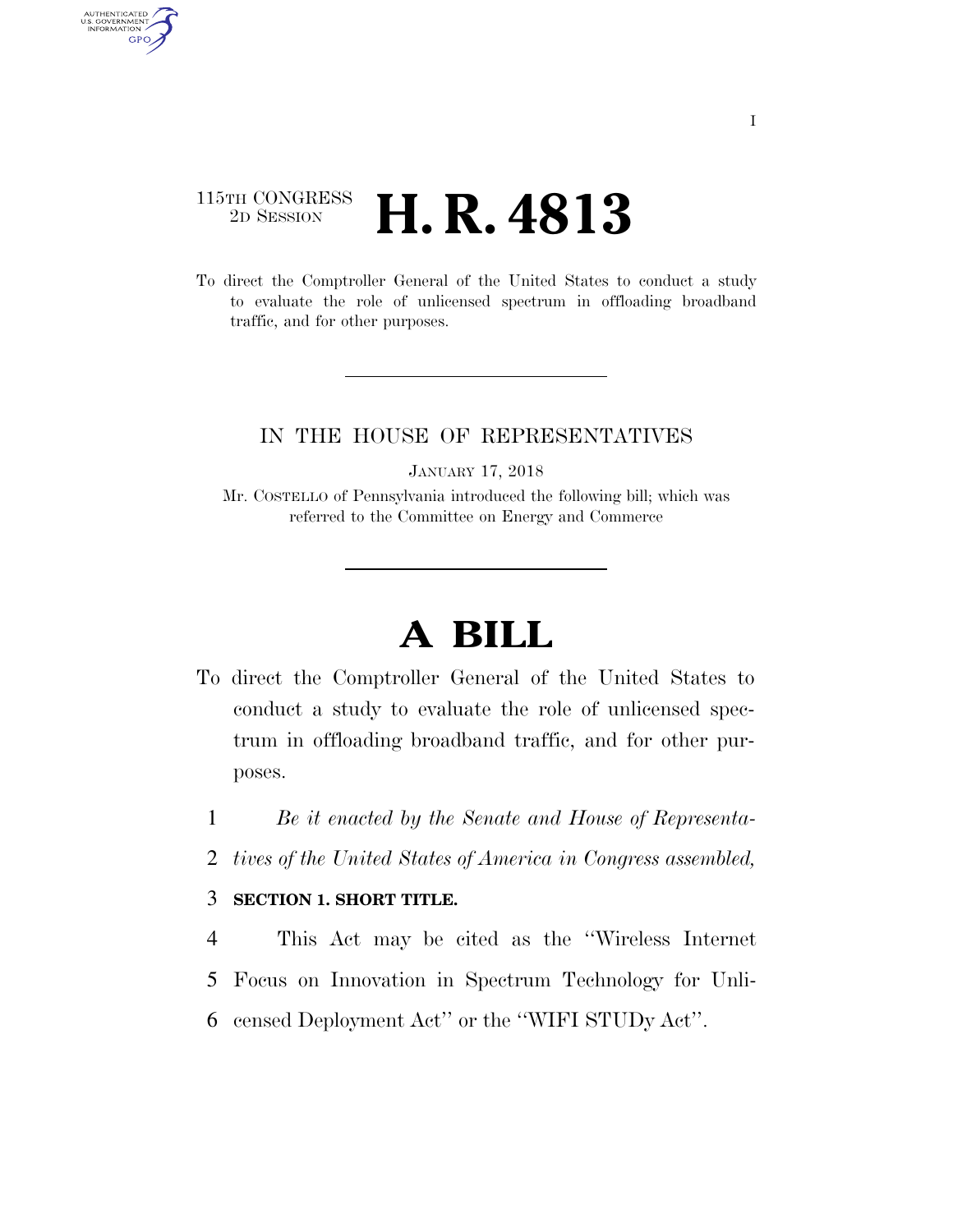115TH CONGRESS
2D SESSION

# H. R. 4813

To direct the Comptroller General of the United States to conduct a study to evaluate the role of unlicensed spectrum in offloading broadband traffic, and for other purposes.

IN THE HOUSE OF REPRESENTATIVES

JANUARY 17, 2018

Mr. COSTELLO of Pennsylvania introduced the following bill; which was referred to the Committee on Energy and Commerce

# A BILL

To direct the Comptroller General of the United States to conduct a study to evaluate the role of unlicensed spectrum in offloading broadband traffic, and for other purposes.

1 *Be it enacted by the Senate and House of Representa-*
2 *tives of the United States of America in Congress assembled,*

3 **SECTION 1. SHORT TITLE.**

4 This Act may be cited as the ''Wireless Internet
5 Focus on Innovation in Spectrum Technology for Unli-
6 censed Deployment Act'' or the ''WIFI STUDy Act''.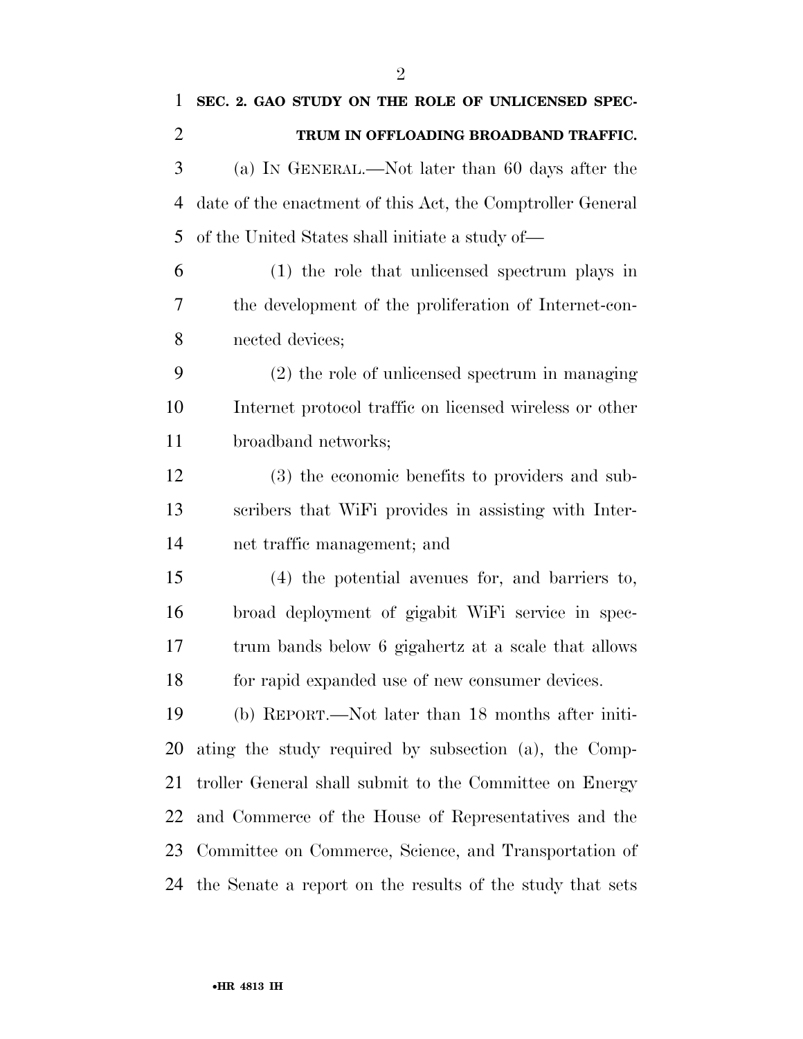**SEC. 2. GAO STUDY ON THE ROLE OF UNLICENSED SPECTRUM IN OFFLOADING BROADBAND TRAFFIC.**

(a) IN GENERAL.—Not later than 60 days after the date of the enactment of this Act, the Comptroller General of the United States shall initiate a study of—

(1) the role that unlicensed spectrum plays in the development of the proliferation of Internet-connected devices;

(2) the role of unlicensed spectrum in managing Internet protocol traffic on licensed wireless or other broadband networks;

(3) the economic benefits to providers and subscribers that WiFi provides in assisting with Internet traffic management; and

(4) the potential avenues for, and barriers to, broad deployment of gigabit WiFi service in spectrum bands below 6 gigahertz at a scale that allows for rapid expanded use of new consumer devices.

(b) REPORT.—Not later than 18 months after initiating the study required by subsection (a), the Comptroller General shall submit to the Committee on Energy and Commerce of the House of Representatives and the Committee on Commerce, Science, and Transportation of the Senate a report on the results of the study that sets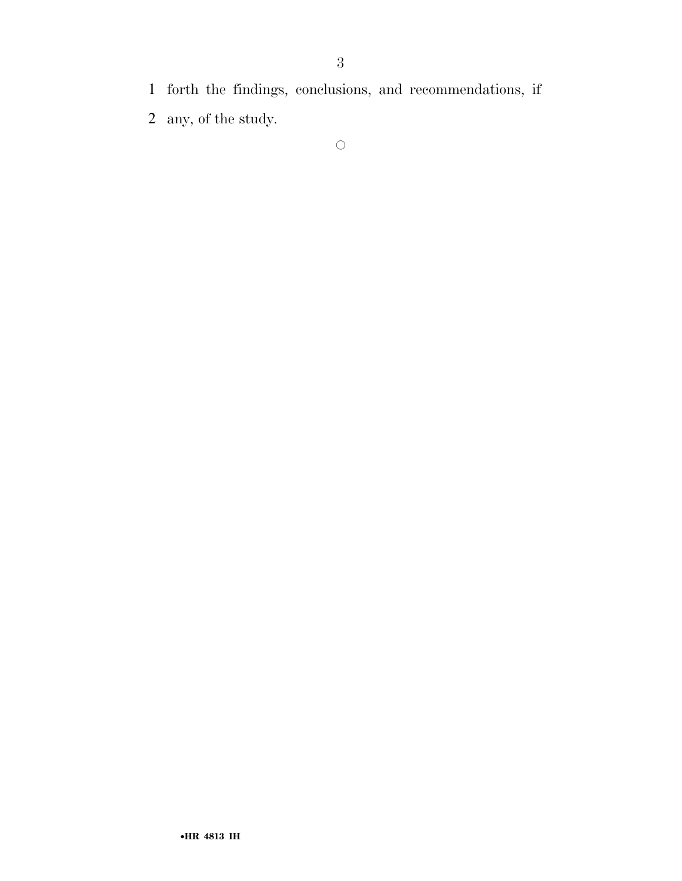forth the findings, conclusions, and recommendations, if any, of the study.

○